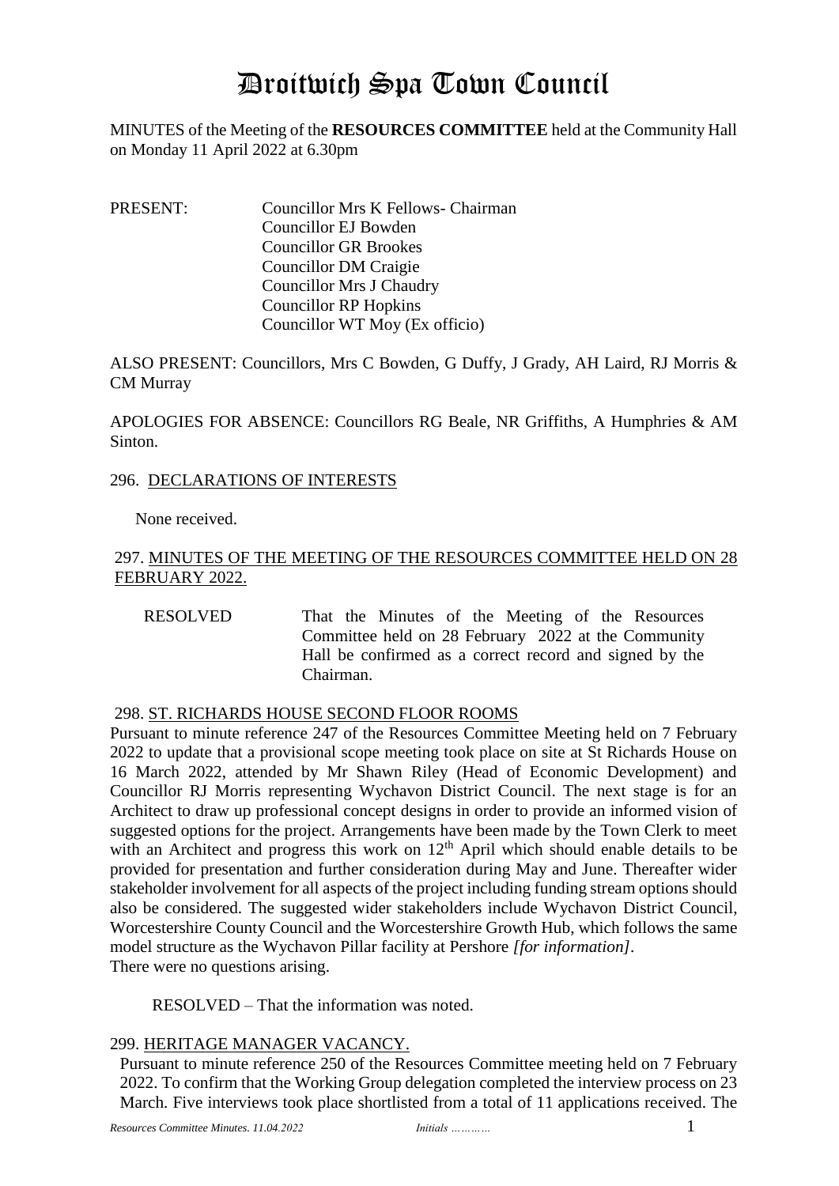# Droitwich Spa Town Council

MINUTES of the Meeting of the **RESOURCES COMMITTEE** held at the Community Hall on Monday 11 April 2022 at 6.30pm

PRESENT: Councillor Mrs K Fellows- Chairman
Councillor EJ Bowden
Councillor GR Brookes
Councillor DM Craigie
Councillor Mrs J Chaudry
Councillor RP Hopkins
Councillor WT Moy (Ex officio)

ALSO PRESENT: Councillors, Mrs C Bowden, G Duffy, J Grady, AH Laird, RJ Morris & CM Murray

APOLOGIES FOR ABSENCE: Councillors RG Beale, NR Griffiths, A Humphries & AM Sinton.

296. DECLARATIONS OF INTERESTS

None received.

297. MINUTES OF THE MEETING OF THE RESOURCES COMMITTEE HELD ON 28 FEBRUARY 2022.

RESOLVED That the Minutes of the Meeting of the Resources Committee held on 28 February 2022 at the Community Hall be confirmed as a correct record and signed by the Chairman.

298. ST. RICHARDS HOUSE SECOND FLOOR ROOMS

Pursuant to minute reference 247 of the Resources Committee Meeting held on 7 February 2022 to update that a provisional scope meeting took place on site at St Richards House on 16 March 2022, attended by Mr Shawn Riley (Head of Economic Development) and Councillor RJ Morris representing Wychavon District Council. The next stage is for an Architect to draw up professional concept designs in order to provide an informed vision of suggested options for the project. Arrangements have been made by the Town Clerk to meet with an Architect and progress this work on 12th April which should enable details to be provided for presentation and further consideration during May and June. Thereafter wider stakeholder involvement for all aspects of the project including funding stream options should also be considered. The suggested wider stakeholders include Wychavon District Council, Worcestershire County Council and the Worcestershire Growth Hub, which follows the same model structure as the Wychavon Pillar facility at Pershore *[for information]*.
There were no questions arising.

RESOLVED – That the information was noted.

299. HERITAGE MANAGER VACANCY.

Pursuant to minute reference 250 of the Resources Committee meeting held on 7 February 2022. To confirm that the Working Group delegation completed the interview process on 23 March. Five interviews took place shortlisted from a total of 11 applications received. The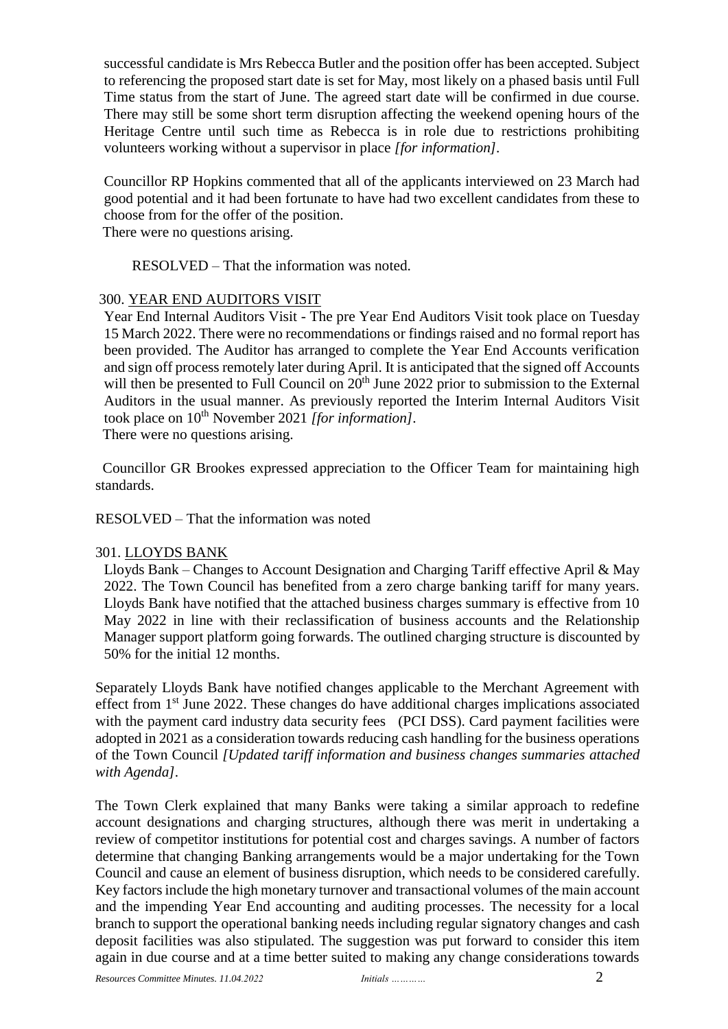successful candidate is Mrs Rebecca Butler and the position offer has been accepted. Subject to referencing the proposed start date is set for May, most likely on a phased basis until Full Time status from the start of June. The agreed start date will be confirmed in due course. There may still be some short term disruption affecting the weekend opening hours of the Heritage Centre until such time as Rebecca is in role due to restrictions prohibiting volunteers working without a supervisor in place *[for information]*.

Councillor RP Hopkins commented that all of the applicants interviewed on 23 March had good potential and it had been fortunate to have had two excellent candidates from these to choose from for the offer of the position.
There were no questions arising.

RESOLVED – That the information was noted.

300. YEAR END AUDITORS VISIT

Year End Internal Auditors Visit - The pre Year End Auditors Visit took place on Tuesday 15 March 2022. There were no recommendations or findings raised and no formal report has been provided. The Auditor has arranged to complete the Year End Accounts verification and sign off process remotely later during April. It is anticipated that the signed off Accounts will then be presented to Full Council on 20th June 2022 prior to submission to the External Auditors in the usual manner. As previously reported the Interim Internal Auditors Visit took place on 10th November 2021 *[for information]*.
There were no questions arising.

Councillor GR Brookes expressed appreciation to the Officer Team for maintaining high standards.

RESOLVED – That the information was noted

301. LLOYDS BANK

Lloyds Bank – Changes to Account Designation and Charging Tariff effective April & May 2022. The Town Council has benefited from a zero charge banking tariff for many years. Lloyds Bank have notified that the attached business charges summary is effective from 10 May 2022 in line with their reclassification of business accounts and the Relationship Manager support platform going forwards. The outlined charging structure is discounted by 50% for the initial 12 months.

Separately Lloyds Bank have notified changes applicable to the Merchant Agreement with effect from 1st June 2022. These changes do have additional charges implications associated with the payment card industry data security fees (PCI DSS). Card payment facilities were adopted in 2021 as a consideration towards reducing cash handling for the business operations of the Town Council *[Updated tariff information and business changes summaries attached with Agenda]*.

The Town Clerk explained that many Banks were taking a similar approach to redefine account designations and charging structures, although there was merit in undertaking a review of competitor institutions for potential cost and charges savings. A number of factors determine that changing Banking arrangements would be a major undertaking for the Town Council and cause an element of business disruption, which needs to be considered carefully. Key factors include the high monetary turnover and transactional volumes of the main account and the impending Year End accounting and auditing processes. The necessity for a local branch to support the operational banking needs including regular signatory changes and cash deposit facilities was also stipulated. The suggestion was put forward to consider this item again in due course and at a time better suited to making any change considerations towards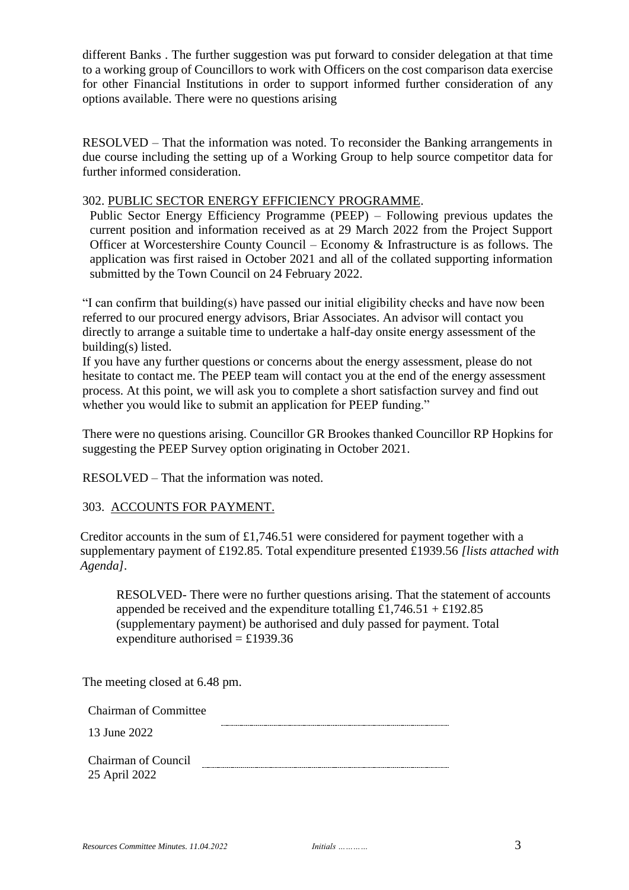different Banks . The further suggestion was put forward to consider delegation at that time to a working group of Councillors to work with Officers on the cost comparison data exercise for other Financial Institutions in order to support informed further consideration of any options available. There were no questions arising

RESOLVED – That the information was noted. To reconsider the Banking arrangements in due course including the setting up of a Working Group to help source competitor data for further informed consideration.

302. PUBLIC SECTOR ENERGY EFFICIENCY PROGRAMME.

Public Sector Energy Efficiency Programme (PEEP) – Following previous updates the current position and information received as at 29 March 2022 from the Project Support Officer at Worcestershire County Council – Economy & Infrastructure is as follows. The application was first raised in October 2021 and all of the collated supporting information submitted by the Town Council on 24 February 2022.

"I can confirm that building(s) have passed our initial eligibility checks and have now been referred to our procured energy advisors, Briar Associates. An advisor will contact you directly to arrange a suitable time to undertake a half-day onsite energy assessment of the building(s) listed.
If you have any further questions or concerns about the energy assessment, please do not hesitate to contact me. The PEEP team will contact you at the end of the energy assessment process. At this point, we will ask you to complete a short satisfaction survey and find out whether you would like to submit an application for PEEP funding."

There were no questions arising. Councillor GR Brookes thanked Councillor RP Hopkins for suggesting the PEEP Survey option originating in October 2021.

RESOLVED – That the information was noted.

303. ACCOUNTS FOR PAYMENT.

Creditor accounts in the sum of £1,746.51 were considered for payment together with a supplementary payment of £192.85. Total expenditure presented £1939.56 *[lists attached with Agenda]*.

RESOLVED- There were no further questions arising. That the statement of accounts appended be received and the expenditure totalling £1,746.51 + £192.85 (supplementary payment) be authorised and duly passed for payment. Total expenditure authorised = £1939.36

The meeting closed at 6.48 pm.

Chairman of Committee ……………………………………………

13 June 2022

Chairman of Council ……………………………………………

25 April 2022

*Initials …………*